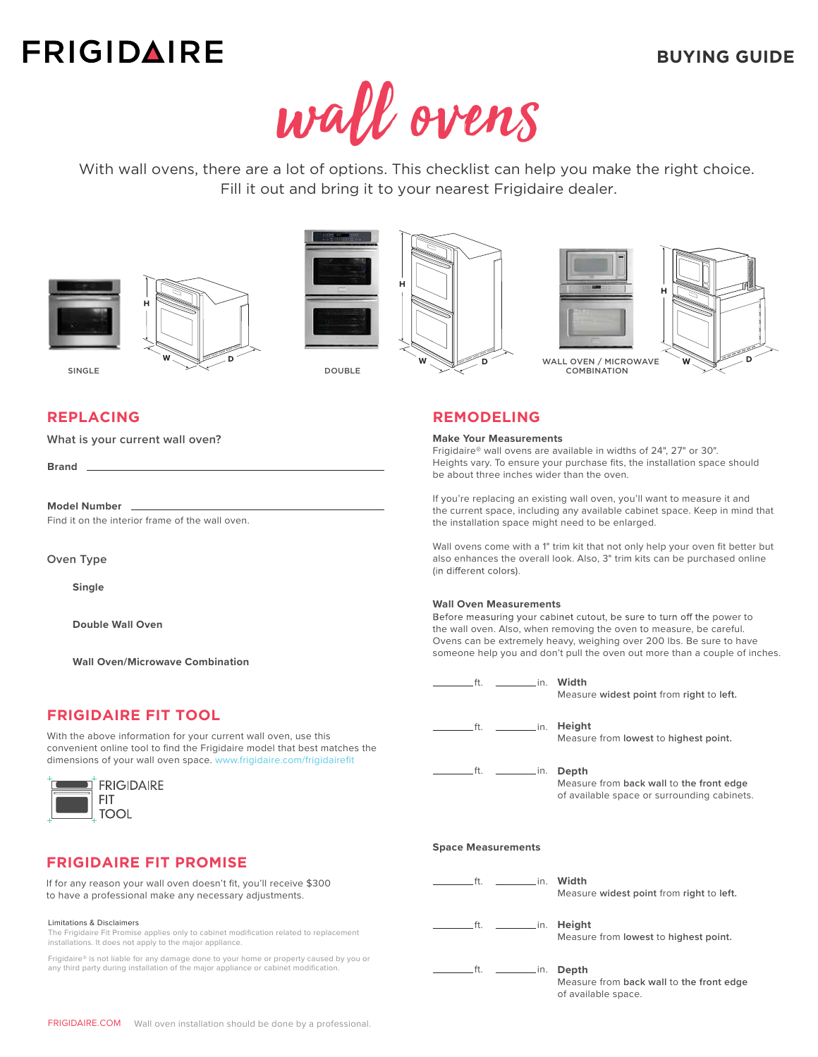FRIGIDAIRE

BUYING GUIDE

# wall ovens

With wall ovens, there are a lot of options. This checklist can help you make the right choice. Fill it out and bring it to your nearest Frigidaire dealer.

SINGLE

DOUBLE

WALL OVEN / MICROWAVE COMBINATION

## REPLACING

What is your current wall oven?

**Brand** ________________________________________

**Model Number** ________________________________________

Find it on the interior frame of the wall oven.

Oven Type

**Single**

**Double Wall Oven**

**Wall Oven/Microwave Combination**

## FRIGIDAIRE FIT TOOL

With the above information for your current wall oven, use this convenient online tool to find the Frigidaire model that best matches the dimensions of your wall oven space. www.frigidaire.com/frigidairefit

FRIGIDAIRE FIT TOOL

## FRIGIDAIRE FIT PROMISE

If for any reason your wall oven doesn't fit, you'll receive $300 to have a professional make any necessary adjustments.

Limitations & Disclaimers

The Frigidaire Fit Promise applies only to cabinet modification related to replacement installations. It does not apply to the major appliance.

Frigidaire® is not liable for any damage done to your home or property caused by you or any third party during installation of the major appliance or cabinet modification.

## REMODELING

**Make Your Measurements**

Frigidaire® wall ovens are available in widths of 24", 27" or 30". Heights vary. To ensure your purchase fits, the installation space should be about three inches wider than the oven.

If you're replacing an existing wall oven, you'll want to measure it and the current space, including any available cabinet space. Keep in mind that the installation space might need to be enlarged.

Wall ovens come with a 1" trim kit that not only help your oven fit better but also enhances the overall look. Also, 3" trim kits can be purchased online (in different colors).

**Wall Oven Measurements**

Before measuring your cabinet cutout, be sure to turn off the power to the wall oven. Also, when removing the oven to measure, be careful. Ovens can be extremely heavy, weighing over 200 lbs. Be sure to have someone help you and don't pull the oven out more than a couple of inches.

_______ft. _______in. **Width**
Measure **widest point** from **right** to **left.**

_______ft. _______in. **Height**
Measure from **lowest** to **highest point.**

_______ft. _______in. **Depth**
Measure from **back wall** to **the front edge** of available space or surrounding cabinets.

**Space Measurements**

_______ft. _______in. **Width**
Measure **widest point** from **right** to **left.**

_______ft. _______in. **Height**
Measure from **lowest** to **highest point.**

_______ft. _______in. **Depth**
Measure from **back wall** to **the front edge** of available space.

FRIGIDAIRE.COM Wall oven installation should be done by a professional.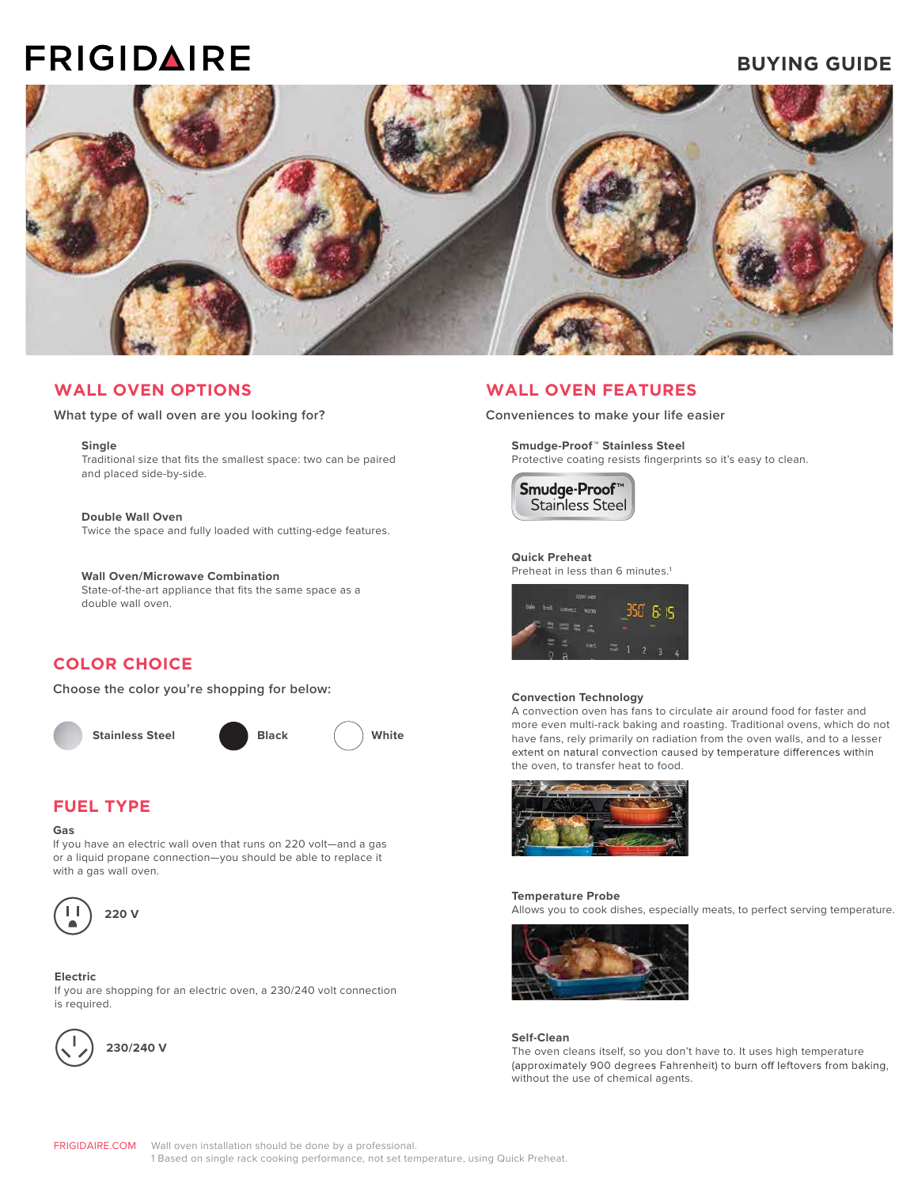# FRIGIDAIRE

## BUYING GUIDE

## WALL OVEN OPTIONS

What type of wall oven are you looking for?

**Single**
Traditional size that fits the smallest space: two can be paired and placed side-by-side.

**Double Wall Oven**
Twice the space and fully loaded with cutting-edge features.

**Wall Oven/Microwave Combination**
State-of-the-art appliance that fits the same space as a double wall oven.

## COLOR CHOICE

Choose the color you're shopping for below:

Stainless Steel

Black

White

## FUEL TYPE

**Gas**
If you have an electric wall oven that runs on 220 volt—and a gas or a liquid propane connection—you should be able to replace it with a gas wall oven.

220 V

**Electric**
If you are shopping for an electric oven, a 230/240 volt connection is required.

230/240 V

## WALL OVEN FEATURES

Conveniences to make your life easier

**Smudge-Proof™ Stainless Steel**
Protective coating resists fingerprints so it's easy to clean.

Smudge-Proof™ Stainless Steel

**Quick Preheat**
Preheat in less than 6 minutes.[1]

**Convection Technology**
A convection oven has fans to circulate air around food for faster and more even multi-rack baking and roasting. Traditional ovens, which do not have fans, rely primarily on radiation from the oven walls, and to a lesser extent on natural convection caused by temperature differences within the oven, to transfer heat to food.

**Temperature Probe**
Allows you to cook dishes, especially meats, to perfect serving temperature.

**Self-Clean**
The oven cleans itself, so you don't have to. It uses high temperature (approximately 900 degrees Fahrenheit) to burn off leftovers from baking, without the use of chemical agents.

FRIGIDAIRE.COM Wall oven installation should be done by a professional.
1 Based on single rack cooking performance, not set temperature, using Quick Preheat.